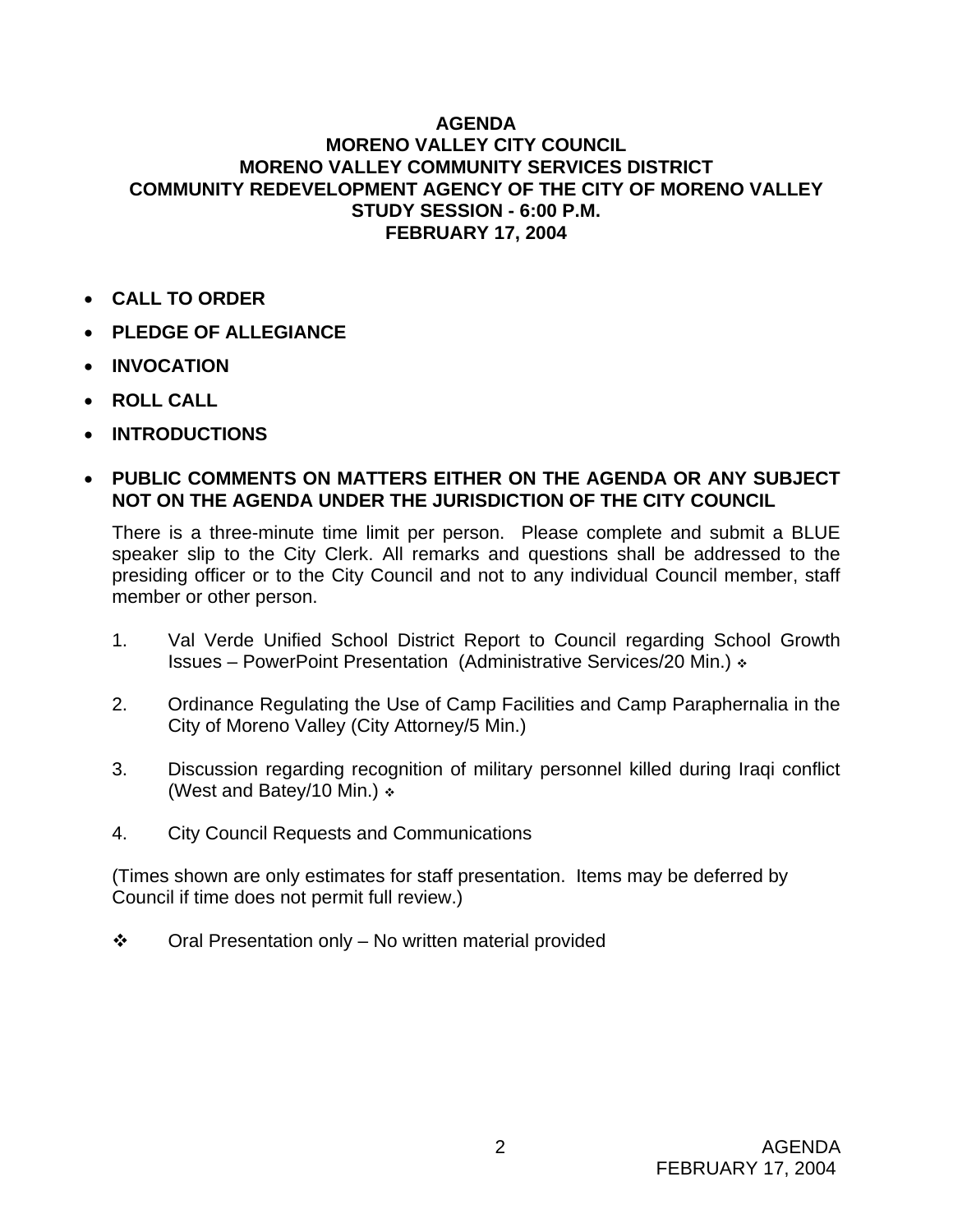**AGENDA**
**MORENO VALLEY CITY COUNCIL**
**MORENO VALLEY COMMUNITY SERVICES DISTRICT**
**COMMUNITY REDEVELOPMENT AGENCY OF THE CITY OF MORENO VALLEY**
**STUDY SESSION - 6:00 P.M.**
**FEBRUARY 17, 2004**

- **CALL TO ORDER**
- **PLEDGE OF ALLEGIANCE**
- **INVOCATION**
- **ROLL CALL**
- **INTRODUCTIONS**
- **PUBLIC COMMENTS ON MATTERS EITHER ON THE AGENDA OR ANY SUBJECT NOT ON THE AGENDA UNDER THE JURISDICTION OF THE CITY COUNCIL**

  There is a three-minute time limit per person. Please complete and submit a BLUE speaker slip to the City Clerk. All remarks and questions shall be addressed to the presiding officer or to the City Council and not to any individual Council member, staff member or other person.

1. Val Verde Unified School District Report to Council regarding School Growth Issues – PowerPoint Presentation (Administrative Services/20 Min.) ❖
2. Ordinance Regulating the Use of Camp Facilities and Camp Paraphernalia in the City of Moreno Valley (City Attorney/5 Min.)
3. Discussion regarding recognition of military personnel killed during Iraqi conflict (West and Batey/10 Min.) ❖
4. City Council Requests and Communications

(Times shown are only estimates for staff presentation. Items may be deferred by Council if time does not permit full review.)

❖ Oral Presentation only – No written material provided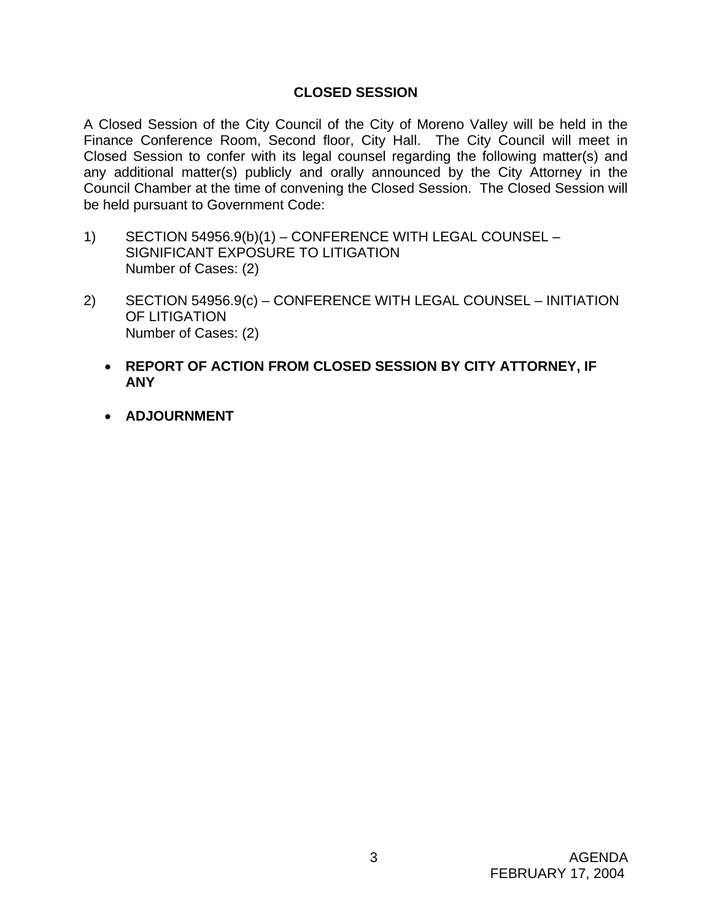## CLOSED SESSION

A Closed Session of the City Council of the City of Moreno Valley will be held in the Finance Conference Room, Second floor, City Hall. The City Council will meet in Closed Session to confer with its legal counsel regarding the following matter(s) and any additional matter(s) publicly and orally announced by the City Attorney in the Council Chamber at the time of convening the Closed Session. The Closed Session will be held pursuant to Government Code:

1) SECTION 54956.9(b)(1) – CONFERENCE WITH LEGAL COUNSEL – SIGNIFICANT EXPOSURE TO LITIGATION
   Number of Cases: (2)

2) SECTION 54956.9(c) – CONFERENCE WITH LEGAL COUNSEL – INITIATION OF LITIGATION
   Number of Cases: (2)

- **REPORT OF ACTION FROM CLOSED SESSION BY CITY ATTORNEY, IF ANY**

- **ADJOURNMENT**